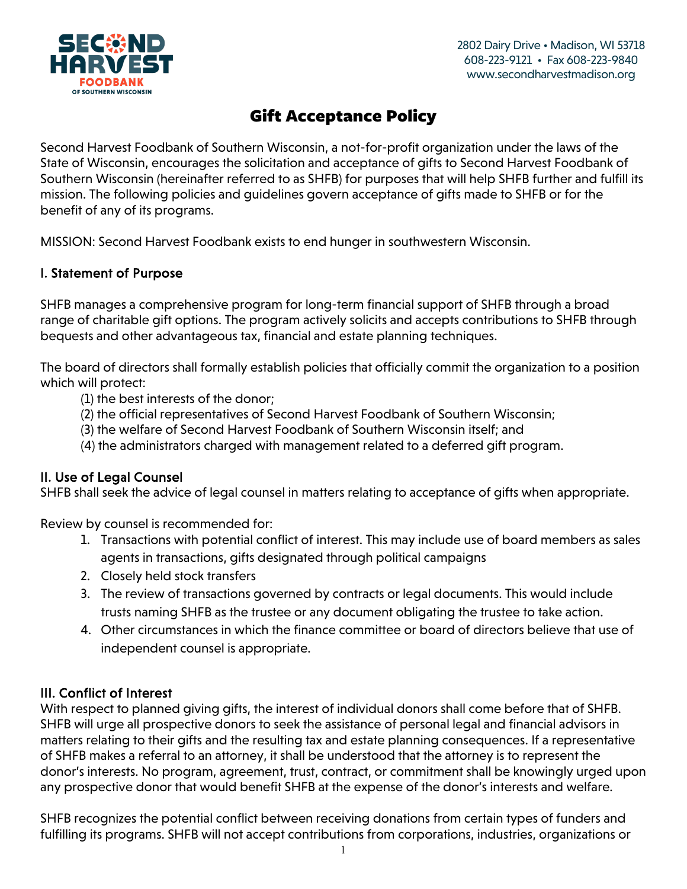SECOND HARVEST FOODBANK OF SOUTHERN WISCONSIN

2802 Dairy Drive • Madison, WI 53718
608-223-9121 • Fax 608-223-9840
www.secondharvestmadison.org

# Gift Acceptance Policy

Second Harvest Foodbank of Southern Wisconsin, a not-for-profit organization under the laws of the State of Wisconsin, encourages the solicitation and acceptance of gifts to Second Harvest Foodbank of Southern Wisconsin (hereinafter referred to as SHFB) for purposes that will help SHFB further and fulfill its mission. The following policies and guidelines govern acceptance of gifts made to SHFB or for the benefit of any of its programs.

MISSION: Second Harvest Foodbank exists to end hunger in southwestern Wisconsin.

## I. Statement of Purpose

SHFB manages a comprehensive program for long-term financial support of SHFB through a broad range of charitable gift options. The program actively solicits and accepts contributions to SHFB through bequests and other advantageous tax, financial and estate planning techniques.

The board of directors shall formally establish policies that officially commit the organization to a position which will protect:

(1) the best interests of the donor;
(2) the official representatives of Second Harvest Foodbank of Southern Wisconsin;
(3) the welfare of Second Harvest Foodbank of Southern Wisconsin itself; and
(4) the administrators charged with management related to a deferred gift program.

## II. Use of Legal Counsel

SHFB shall seek the advice of legal counsel in matters relating to acceptance of gifts when appropriate.

Review by counsel is recommended for:

1. Transactions with potential conflict of interest. This may include use of board members as sales agents in transactions, gifts designated through political campaigns
2. Closely held stock transfers
3. The review of transactions governed by contracts or legal documents. This would include trusts naming SHFB as the trustee or any document obligating the trustee to take action.
4. Other circumstances in which the finance committee or board of directors believe that use of independent counsel is appropriate.

## III. Conflict of Interest

With respect to planned giving gifts, the interest of individual donors shall come before that of SHFB. SHFB will urge all prospective donors to seek the assistance of personal legal and financial advisors in matters relating to their gifts and the resulting tax and estate planning consequences. If a representative of SHFB makes a referral to an attorney, it shall be understood that the attorney is to represent the donor's interests. No program, agreement, trust, contract, or commitment shall be knowingly urged upon any prospective donor that would benefit SHFB at the expense of the donor's interests and welfare.

SHFB recognizes the potential conflict between receiving donations from certain types of funders and fulfilling its programs. SHFB will not accept contributions from corporations, industries, organizations or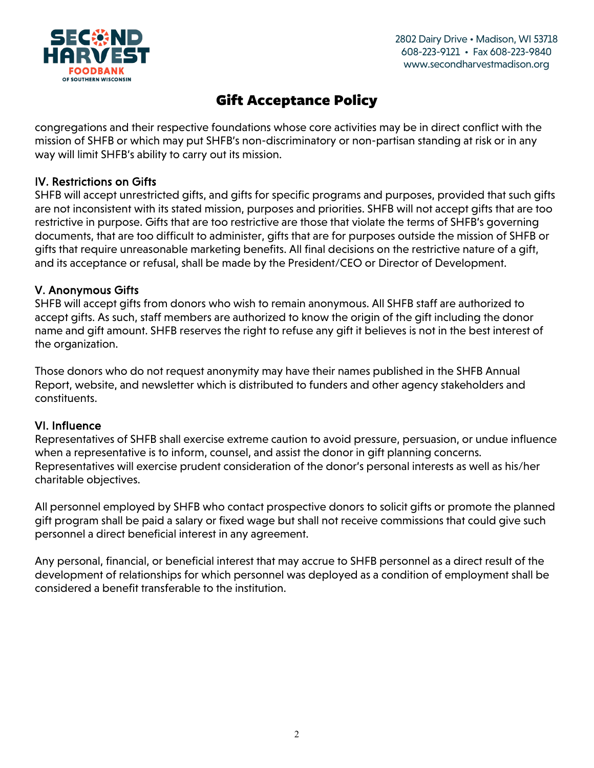congregations and their respective foundations whose core activities may be in direct conflict with the mission of SHFB or which may put SHFB's non-discriminatory or non-partisan standing at risk or in any way will limit SHFB's ability to carry out its mission.

### IV. Restrictions on Gifts

SHFB will accept unrestricted gifts, and gifts for specific programs and purposes, provided that such gifts are not inconsistent with its stated mission, purposes and priorities. SHFB will not accept gifts that are too restrictive in purpose. Gifts that are too restrictive are those that violate the terms of SHFB's governing documents, that are too difficult to administer, gifts that are for purposes outside the mission of SHFB or gifts that require unreasonable marketing benefits. All final decisions on the restrictive nature of a gift, and its acceptance or refusal, shall be made by the President/CEO or Director of Development.

### V. Anonymous Gifts

SHFB will accept gifts from donors who wish to remain anonymous. All SHFB staff are authorized to accept gifts. As such, staff members are authorized to know the origin of the gift including the donor name and gift amount. SHFB reserves the right to refuse any gift it believes is not in the best interest of the organization.

Those donors who do not request anonymity may have their names published in the SHFB Annual Report, website, and newsletter which is distributed to funders and other agency stakeholders and constituents.

### VI. Influence

Representatives of SHFB shall exercise extreme caution to avoid pressure, persuasion, or undue influence when a representative is to inform, counsel, and assist the donor in gift planning concerns. Representatives will exercise prudent consideration of the donor's personal interests as well as his/her charitable objectives.

All personnel employed by SHFB who contact prospective donors to solicit gifts or promote the planned gift program shall be paid a salary or fixed wage but shall not receive commissions that could give such personnel a direct beneficial interest in any agreement.

Any personal, financial, or beneficial interest that may accrue to SHFB personnel as a direct result of the development of relationships for which personnel was deployed as a condition of employment shall be considered a benefit transferable to the institution.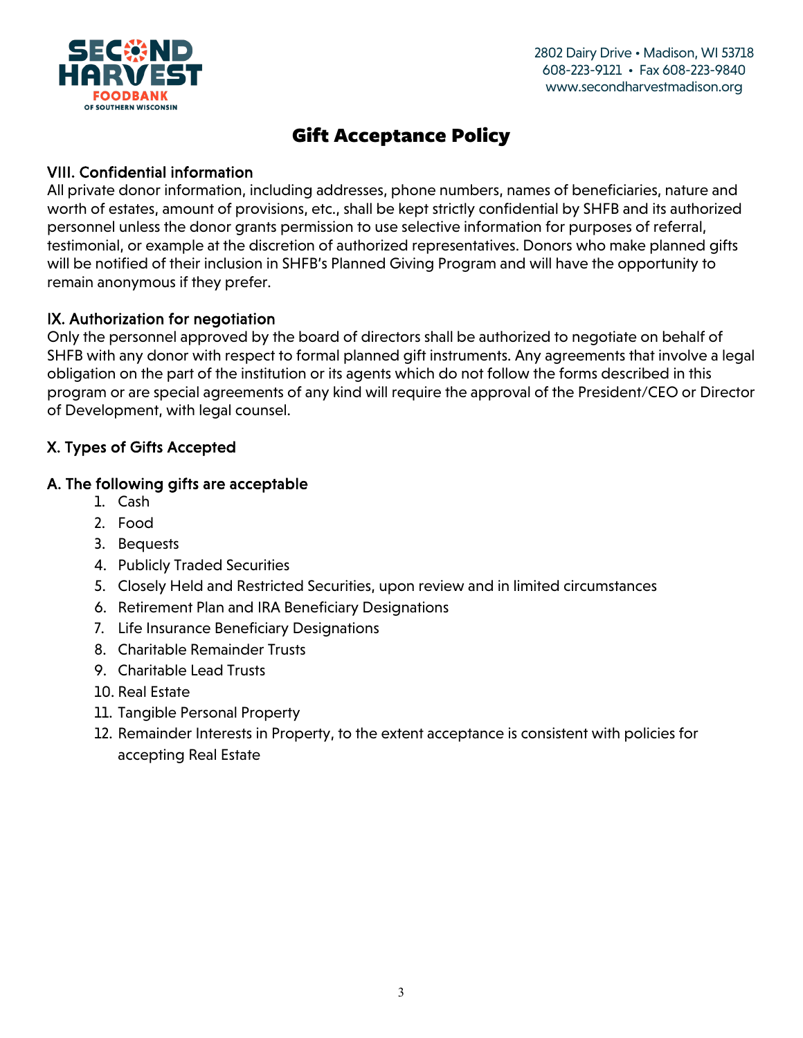# Gift Acceptance Policy

### VIII. Confidential information

All private donor information, including addresses, phone numbers, names of beneficiaries, nature and worth of estates, amount of provisions, etc., shall be kept strictly confidential by SHFB and its authorized personnel unless the donor grants permission to use selective information for purposes of referral, testimonial, or example at the discretion of authorized representatives. Donors who make planned gifts will be notified of their inclusion in SHFB's Planned Giving Program and will have the opportunity to remain anonymous if they prefer.

### IX. Authorization for negotiation

Only the personnel approved by the board of directors shall be authorized to negotiate on behalf of SHFB with any donor with respect to formal planned gift instruments. Any agreements that involve a legal obligation on the part of the institution or its agents which do not follow the forms described in this program or are special agreements of any kind will require the approval of the President/CEO or Director of Development, with legal counsel.

### X. Types of Gifts Accepted

### A. The following gifts are acceptable

1. Cash
2. Food
3. Bequests
4. Publicly Traded Securities
5. Closely Held and Restricted Securities, upon review and in limited circumstances
6. Retirement Plan and IRA Beneficiary Designations
7. Life Insurance Beneficiary Designations
8. Charitable Remainder Trusts
9. Charitable Lead Trusts
10. Real Estate
11. Tangible Personal Property
12. Remainder Interests in Property, to the extent acceptance is consistent with policies for accepting Real Estate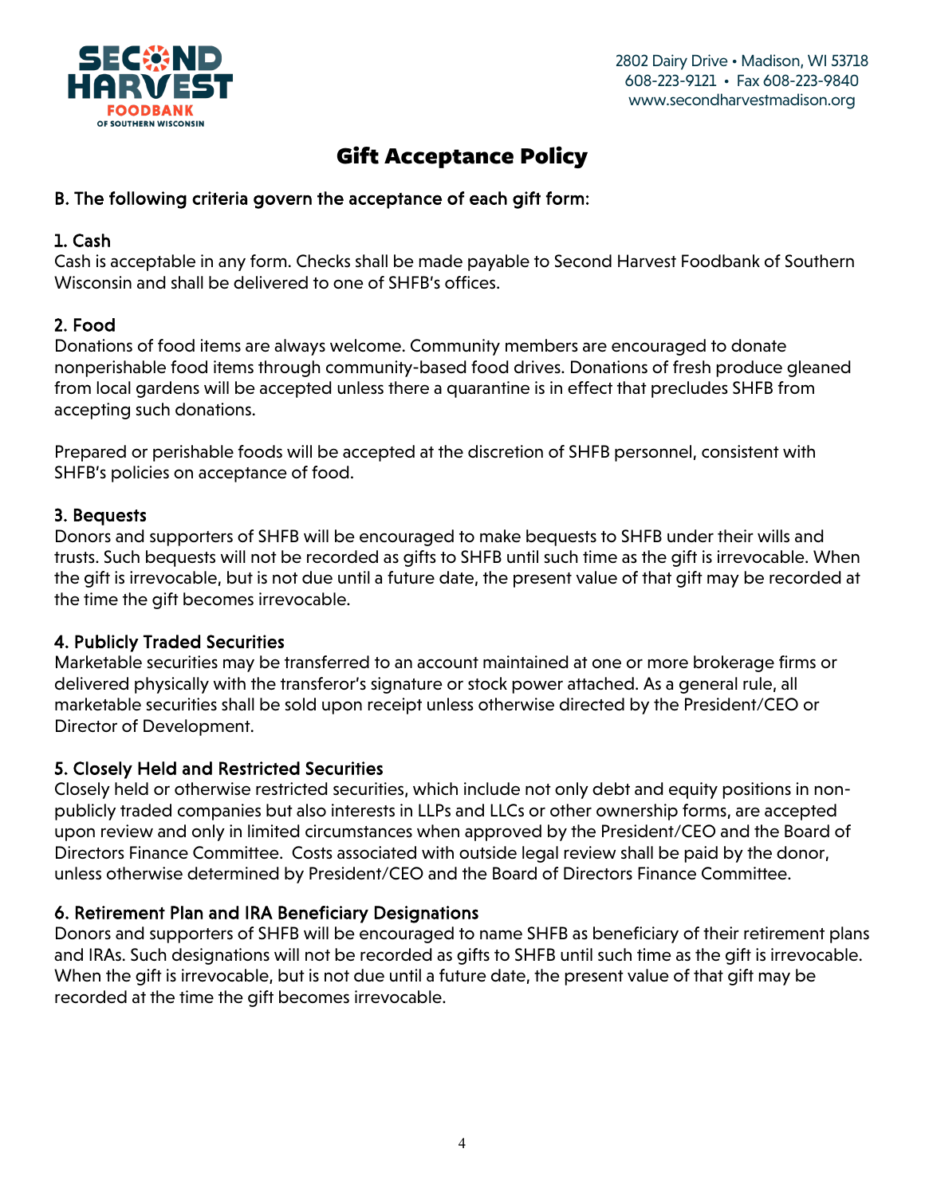# Gift Acceptance Policy

### B. The following criteria govern the acceptance of each gift form:

### 1. Cash

Cash is acceptable in any form. Checks shall be made payable to Second Harvest Foodbank of Southern Wisconsin and shall be delivered to one of SHFB's offices.

### 2. Food

Donations of food items are always welcome. Community members are encouraged to donate nonperishable food items through community-based food drives. Donations of fresh produce gleaned from local gardens will be accepted unless there a quarantine is in effect that precludes SHFB from accepting such donations.

Prepared or perishable foods will be accepted at the discretion of SHFB personnel, consistent with SHFB's policies on acceptance of food.

### 3. Bequests

Donors and supporters of SHFB will be encouraged to make bequests to SHFB under their wills and trusts. Such bequests will not be recorded as gifts to SHFB until such time as the gift is irrevocable. When the gift is irrevocable, but is not due until a future date, the present value of that gift may be recorded at the time the gift becomes irrevocable.

### 4. Publicly Traded Securities

Marketable securities may be transferred to an account maintained at one or more brokerage firms or delivered physically with the transferor's signature or stock power attached. As a general rule, all marketable securities shall be sold upon receipt unless otherwise directed by the President/CEO or Director of Development.

### 5. Closely Held and Restricted Securities

Closely held or otherwise restricted securities, which include not only debt and equity positions in non-publicly traded companies but also interests in LLPs and LLCs or other ownership forms, are accepted upon review and only in limited circumstances when approved by the President/CEO and the Board of Directors Finance Committee. Costs associated with outside legal review shall be paid by the donor, unless otherwise determined by President/CEO and the Board of Directors Finance Committee.

### 6. Retirement Plan and IRA Beneficiary Designations

Donors and supporters of SHFB will be encouraged to name SHFB as beneficiary of their retirement plans and IRAs. Such designations will not be recorded as gifts to SHFB until such time as the gift is irrevocable. When the gift is irrevocable, but is not due until a future date, the present value of that gift may be recorded at the time the gift becomes irrevocable.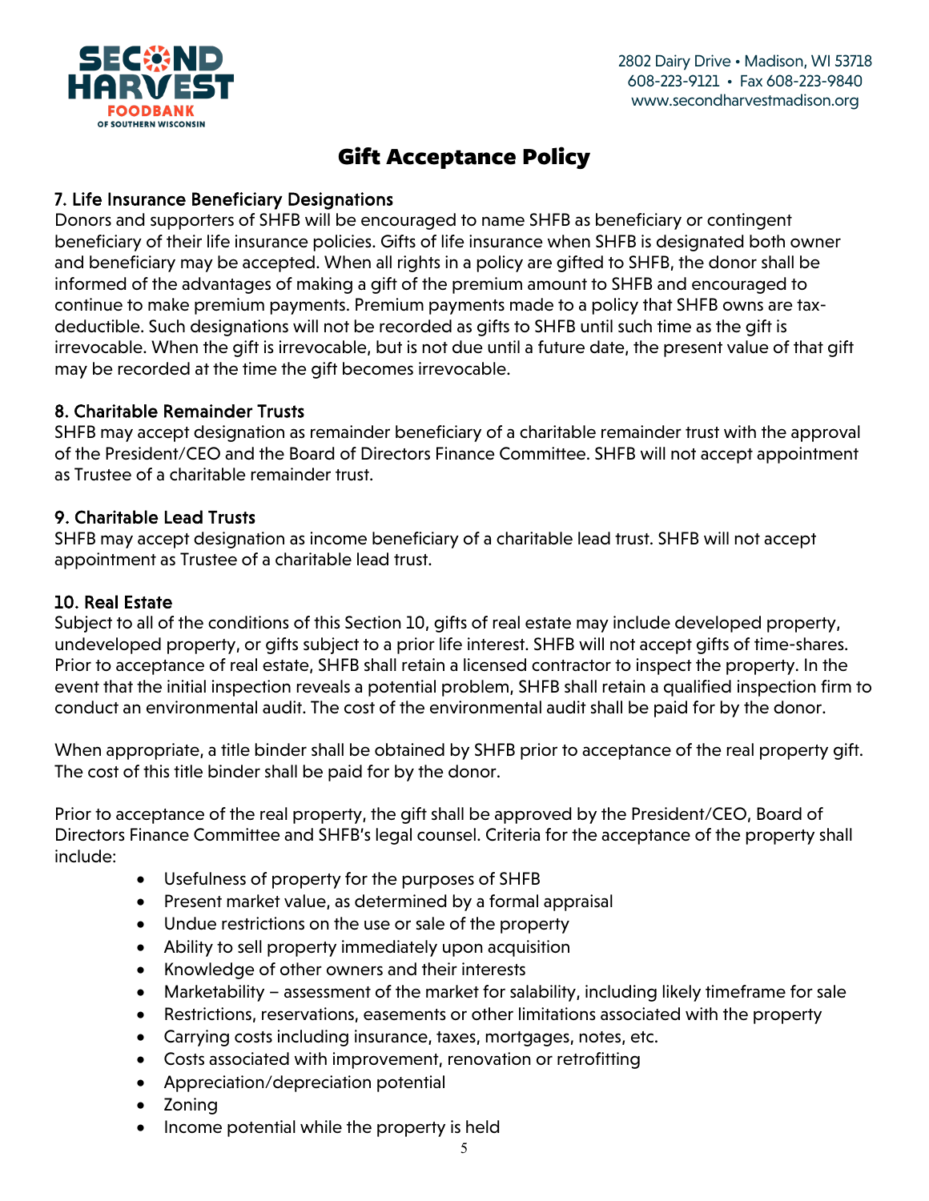# Gift Acceptance Policy

### 7. Life Insurance Beneficiary Designations

Donors and supporters of SHFB will be encouraged to name SHFB as beneficiary or contingent beneficiary of their life insurance policies. Gifts of life insurance when SHFB is designated both owner and beneficiary may be accepted. When all rights in a policy are gifted to SHFB, the donor shall be informed of the advantages of making a gift of the premium amount to SHFB and encouraged to continue to make premium payments. Premium payments made to a policy that SHFB owns are tax-deductible. Such designations will not be recorded as gifts to SHFB until such time as the gift is irrevocable. When the gift is irrevocable, but is not due until a future date, the present value of that gift may be recorded at the time the gift becomes irrevocable.

### 8. Charitable Remainder Trusts

SHFB may accept designation as remainder beneficiary of a charitable remainder trust with the approval of the President/CEO and the Board of Directors Finance Committee. SHFB will not accept appointment as Trustee of a charitable remainder trust.

### 9. Charitable Lead Trusts

SHFB may accept designation as income beneficiary of a charitable lead trust. SHFB will not accept appointment as Trustee of a charitable lead trust.

### 10. Real Estate

Subject to all of the conditions of this Section 10, gifts of real estate may include developed property, undeveloped property, or gifts subject to a prior life interest. SHFB will not accept gifts of time-shares. Prior to acceptance of real estate, SHFB shall retain a licensed contractor to inspect the property. In the event that the initial inspection reveals a potential problem, SHFB shall retain a qualified inspection firm to conduct an environmental audit. The cost of the environmental audit shall be paid for by the donor.

When appropriate, a title binder shall be obtained by SHFB prior to acceptance of the real property gift. The cost of this title binder shall be paid for by the donor.

Prior to acceptance of the real property, the gift shall be approved by the President/CEO, Board of Directors Finance Committee and SHFB's legal counsel. Criteria for the acceptance of the property shall include:

- Usefulness of property for the purposes of SHFB
- Present market value, as determined by a formal appraisal
- Undue restrictions on the use or sale of the property
- Ability to sell property immediately upon acquisition
- Knowledge of other owners and their interests
- Marketability – assessment of the market for salability, including likely timeframe for sale
- Restrictions, reservations, easements or other limitations associated with the property
- Carrying costs including insurance, taxes, mortgages, notes, etc.
- Costs associated with improvement, renovation or retrofitting
- Appreciation/depreciation potential
- Zoning
- Income potential while the property is held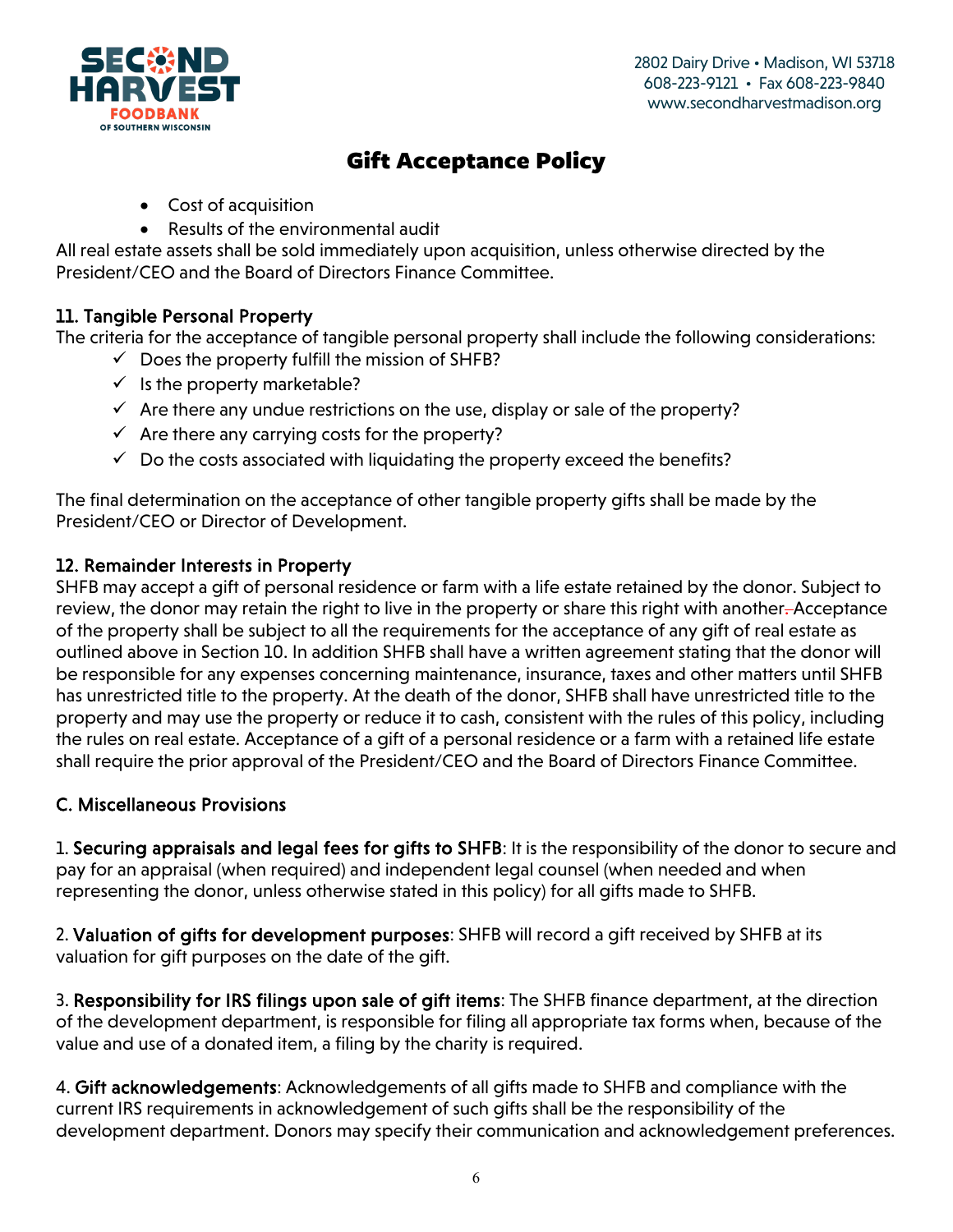- Cost of acquisition
- Results of the environmental audit

All real estate assets shall be sold immediately upon acquisition, unless otherwise directed by the President/CEO and the Board of Directors Finance Committee.

### 11. Tangible Personal Property

The criteria for the acceptance of tangible personal property shall include the following considerations:

- ✓ Does the property fulfill the mission of SHFB?
- ✓ Is the property marketable?
- ✓ Are there any undue restrictions on the use, display or sale of the property?
- ✓ Are there any carrying costs for the property?
- ✓ Do the costs associated with liquidating the property exceed the benefits?

The final determination on the acceptance of other tangible property gifts shall be made by the President/CEO or Director of Development.

### 12. Remainder Interests in Property

SHFB may accept a gift of personal residence or farm with a life estate retained by the donor. Subject to review, the donor may retain the right to live in the property or share this right with another. Acceptance of the property shall be subject to all the requirements for the acceptance of any gift of real estate as outlined above in Section 10. In addition SHFB shall have a written agreement stating that the donor will be responsible for any expenses concerning maintenance, insurance, taxes and other matters until SHFB has unrestricted title to the property. At the death of the donor, SHFB shall have unrestricted title to the property and may use the property or reduce it to cash, consistent with the rules of this policy, including the rules on real estate. Acceptance of a gift of a personal residence or a farm with a retained life estate shall require the prior approval of the President/CEO and the Board of Directors Finance Committee.

## C. Miscellaneous Provisions

1. **Securing appraisals and legal fees for gifts to SHFB**: It is the responsibility of the donor to secure and pay for an appraisal (when required) and independent legal counsel (when needed and when representing the donor, unless otherwise stated in this policy) for all gifts made to SHFB.

2. **Valuation of gifts for development purposes**: SHFB will record a gift received by SHFB at its valuation for gift purposes on the date of the gift.

3. **Responsibility for IRS filings upon sale of gift items**: The SHFB finance department, at the direction of the development department, is responsible for filing all appropriate tax forms when, because of the value and use of a donated item, a filing by the charity is required.

4. **Gift acknowledgements**: Acknowledgements of all gifts made to SHFB and compliance with the current IRS requirements in acknowledgement of such gifts shall be the responsibility of the development department. Donors may specify their communication and acknowledgement preferences.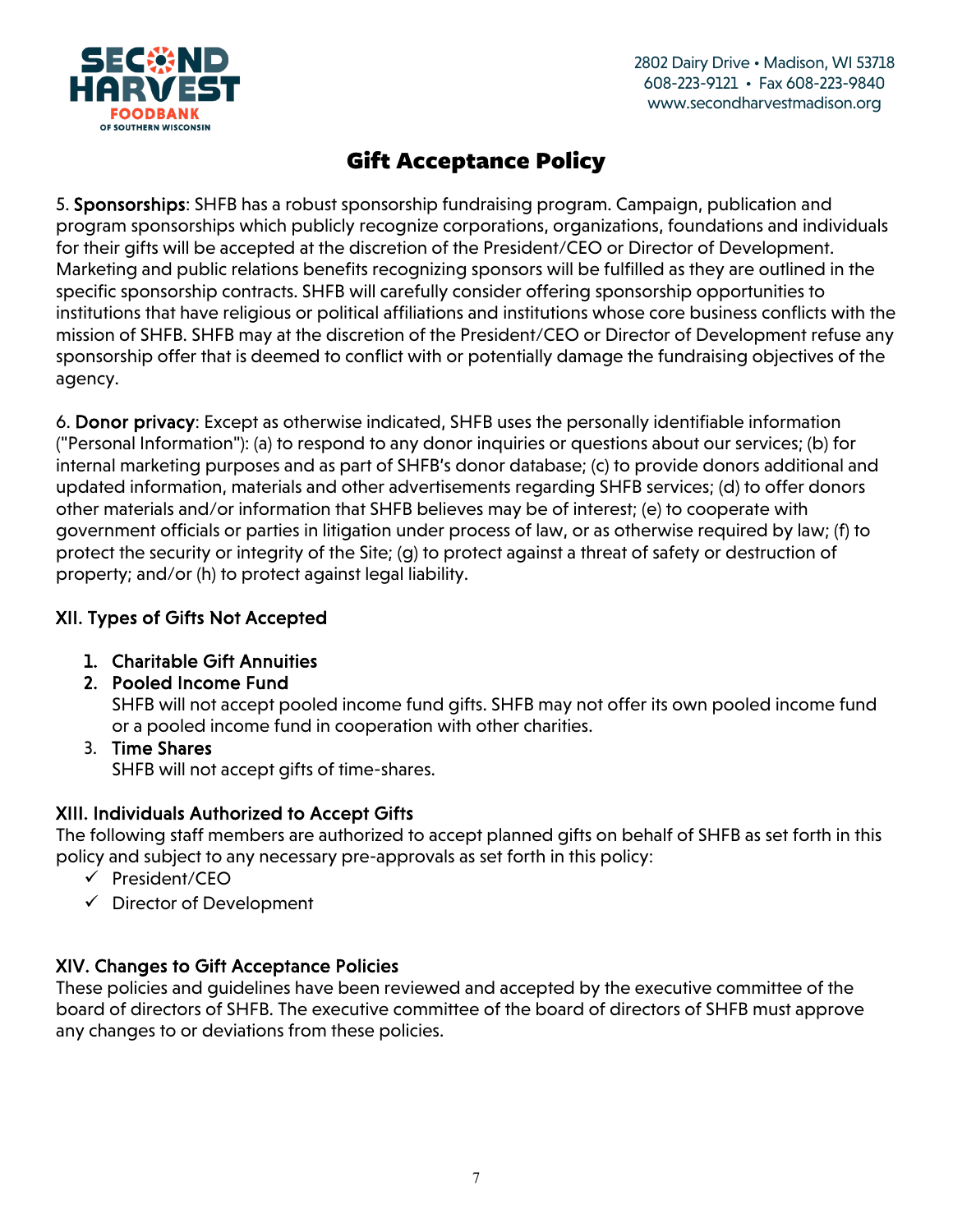# Gift Acceptance Policy

5. **Sponsorships**: SHFB has a robust sponsorship fundraising program. Campaign, publication and program sponsorships which publicly recognize corporations, organizations, foundations and individuals for their gifts will be accepted at the discretion of the President/CEO or Director of Development. Marketing and public relations benefits recognizing sponsors will be fulfilled as they are outlined in the specific sponsorship contracts. SHFB will carefully consider offering sponsorship opportunities to institutions that have religious or political affiliations and institutions whose core business conflicts with the mission of SHFB. SHFB may at the discretion of the President/CEO or Director of Development refuse any sponsorship offer that is deemed to conflict with or potentially damage the fundraising objectives of the agency.

6. **Donor privacy**: Except as otherwise indicated, SHFB uses the personally identifiable information ("Personal Information"): (a) to respond to any donor inquiries or questions about our services; (b) for internal marketing purposes and as part of SHFB's donor database; (c) to provide donors additional and updated information, materials and other advertisements regarding SHFB services; (d) to offer donors other materials and/or information that SHFB believes may be of interest; (e) to cooperate with government officials or parties in litigation under process of law, or as otherwise required by law; (f) to protect the security or integrity of the Site; (g) to protect against a threat of safety or destruction of property; and/or (h) to protect against legal liability.

## XII. Types of Gifts Not Accepted

1. **Charitable Gift Annuities**
2. **Pooled Income Fund**
   SHFB will not accept pooled income fund gifts. SHFB may not offer its own pooled income fund or a pooled income fund in cooperation with other charities.
3. **Time Shares**
   SHFB will not accept gifts of time-shares.

## XIII. Individuals Authorized to Accept Gifts

The following staff members are authorized to accept planned gifts on behalf of SHFB as set forth in this policy and subject to any necessary pre-approvals as set forth in this policy:

- ✓ President/CEO
- ✓ Director of Development

## XIV. Changes to Gift Acceptance Policies

These policies and guidelines have been reviewed and accepted by the executive committee of the board of directors of SHFB. The executive committee of the board of directors of SHFB must approve any changes to or deviations from these policies.